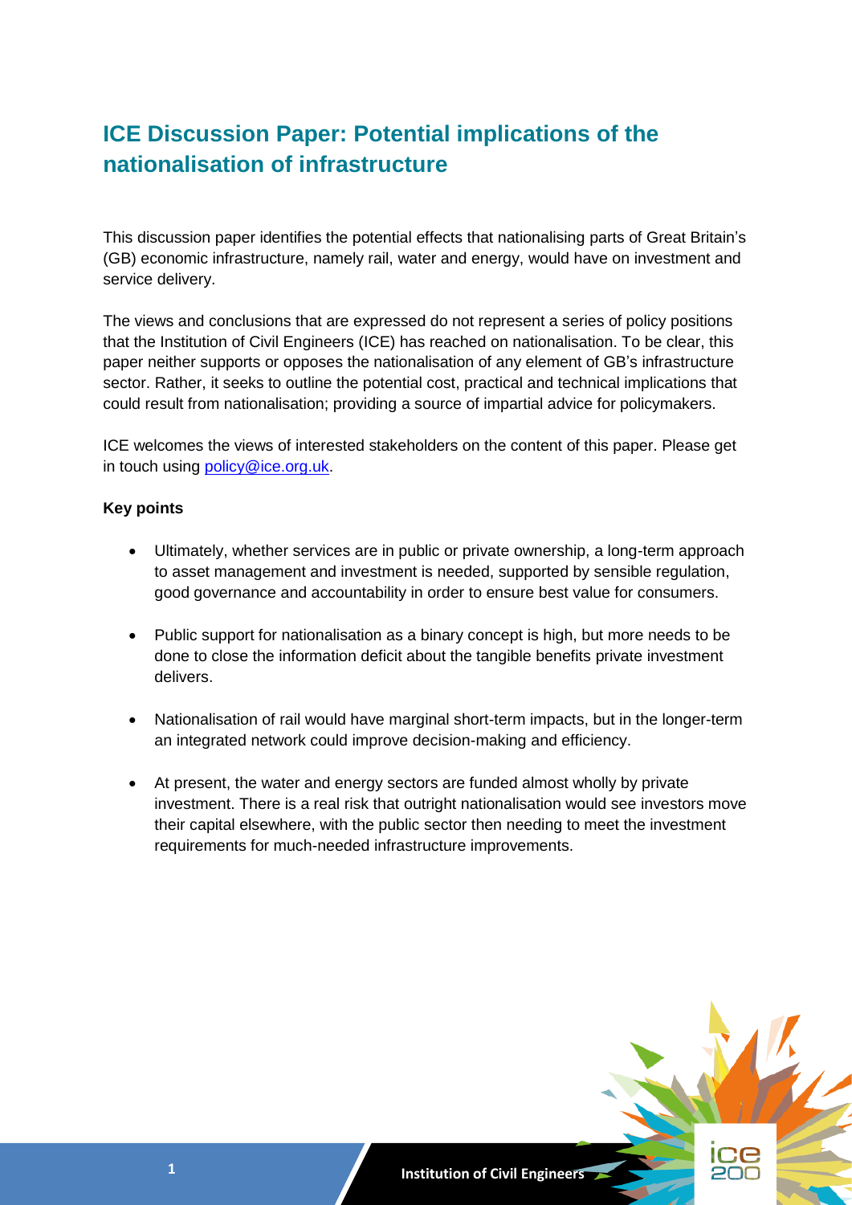# ICE Discussion Paper: Potential implications of the nationalisation of infrastructure

This discussion paper identifies the potential effects that nationalising parts of Great Britain's (GB) economic infrastructure, namely rail, water and energy, would have on investment and service delivery.

The views and conclusions that are expressed do not represent a series of policy positions that the Institution of Civil Engineers (ICE) has reached on nationalisation. To be clear, this paper neither supports or opposes the nationalisation of any element of GB's infrastructure sector. Rather, it seeks to outline the potential cost, practical and technical implications that could result from nationalisation; providing a source of impartial advice for policymakers.

ICE welcomes the views of interested stakeholders on the content of this paper. Please get in touch using policy@ice.org.uk.

**Key points**

- Ultimately, whether services are in public or private ownership, a long-term approach to asset management and investment is needed, supported by sensible regulation, good governance and accountability in order to ensure best value for consumers.
- Public support for nationalisation as a binary concept is high, but more needs to be done to close the information deficit about the tangible benefits private investment delivers.
- Nationalisation of rail would have marginal short-term impacts, but in the longer-term an integrated network could improve decision-making and efficiency.
- At present, the water and energy sectors are funded almost wholly by private investment. There is a real risk that outright nationalisation would see investors move their capital elsewhere, with the public sector then needing to meet the investment requirements for much-needed infrastructure improvements.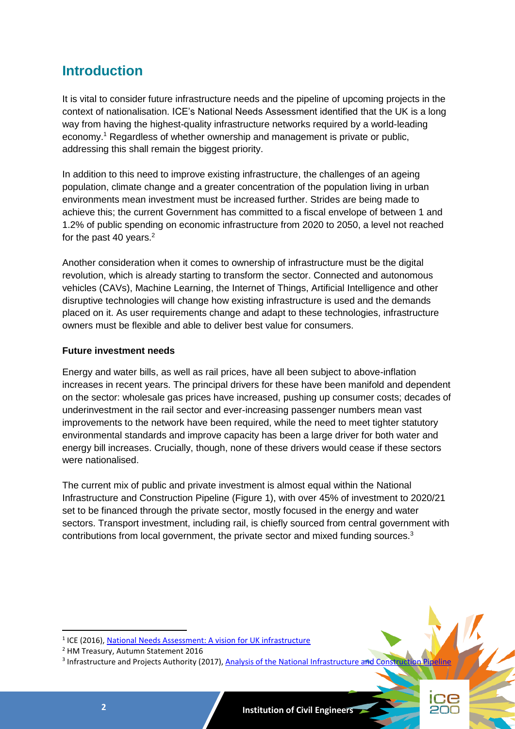## Introduction

It is vital to consider future infrastructure needs and the pipeline of upcoming projects in the context of nationalisation. ICE's National Needs Assessment identified that the UK is a long way from having the highest-quality infrastructure networks required by a world-leading economy.[1] Regardless of whether ownership and management is private or public, addressing this shall remain the biggest priority.

In addition to this need to improve existing infrastructure, the challenges of an ageing population, climate change and a greater concentration of the population living in urban environments mean investment must be increased further. Strides are being made to achieve this; the current Government has committed to a fiscal envelope of between 1 and 1.2% of public spending on economic infrastructure from 2020 to 2050, a level not reached for the past 40 years.[2]

Another consideration when it comes to ownership of infrastructure must be the digital revolution, which is already starting to transform the sector. Connected and autonomous vehicles (CAVs), Machine Learning, the Internet of Things, Artificial Intelligence and other disruptive technologies will change how existing infrastructure is used and the demands placed on it. As user requirements change and adapt to these technologies, infrastructure owners must be flexible and able to deliver best value for consumers.

### Future investment needs

Energy and water bills, as well as rail prices, have all been subject to above-inflation increases in recent years. The principal drivers for these have been manifold and dependent on the sector: wholesale gas prices have increased, pushing up consumer costs; decades of underinvestment in the rail sector and ever-increasing passenger numbers mean vast improvements to the network have been required, while the need to meet tighter statutory environmental standards and improve capacity has been a large driver for both water and energy bill increases. Crucially, though, none of these drivers would cease if these sectors were nationalised.

The current mix of public and private investment is almost equal within the National Infrastructure and Construction Pipeline (Figure 1), with over 45% of investment to 2020/21 set to be financed through the private sector, mostly focused in the energy and water sectors. Transport investment, including rail, is chiefly sourced from central government with contributions from local government, the private sector and mixed funding sources.[3]

---

[1] ICE (2016), National Needs Assessment: A vision for UK infrastructure

[2] HM Treasury, Autumn Statement 2016

[3] Infrastructure and Projects Authority (2017), Analysis of the National Infrastructure and Construction Pipeline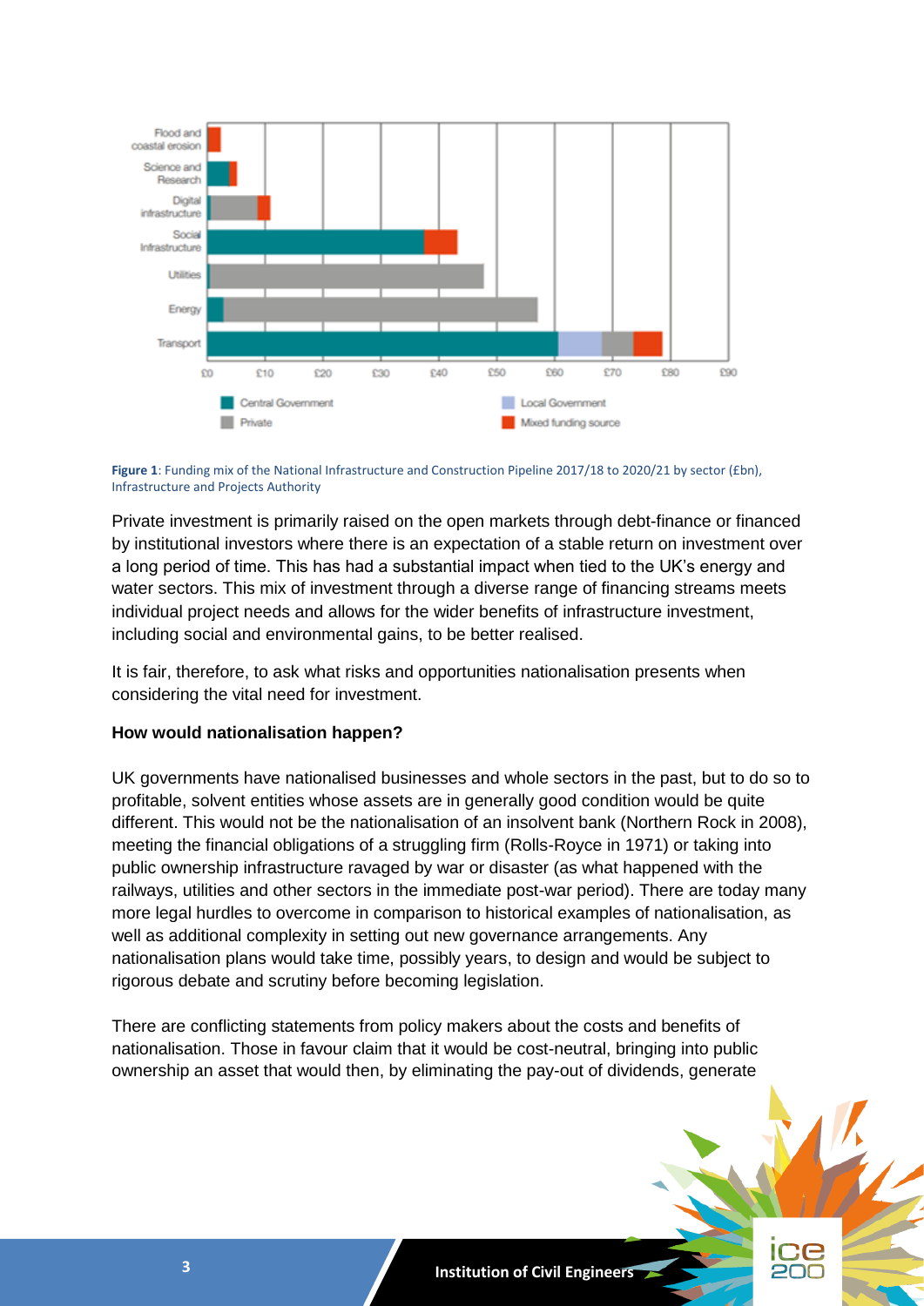**Figure 1**: Funding mix of the National Infrastructure and Construction Pipeline 2017/18 to 2020/21 by sector (£bn), Infrastructure and Projects Authority

Private investment is primarily raised on the open markets through debt-finance or financed by institutional investors where there is an expectation of a stable return on investment over a long period of time. This has had a substantial impact when tied to the UK's energy and water sectors. This mix of investment through a diverse range of financing streams meets individual project needs and allows for the wider benefits of infrastructure investment, including social and environmental gains, to be better realised.

It is fair, therefore, to ask what risks and opportunities nationalisation presents when considering the vital need for investment.

**How would nationalisation happen?**

UK governments have nationalised businesses and whole sectors in the past, but to do so to profitable, solvent entities whose assets are in generally good condition would be quite different. This would not be the nationalisation of an insolvent bank (Northern Rock in 2008), meeting the financial obligations of a struggling firm (Rolls-Royce in 1971) or taking into public ownership infrastructure ravaged by war or disaster (as what happened with the railways, utilities and other sectors in the immediate post-war period). There are today many more legal hurdles to overcome in comparison to historical examples of nationalisation, as well as additional complexity in setting out new governance arrangements. Any nationalisation plans would take time, possibly years, to design and would be subject to rigorous debate and scrutiny before becoming legislation.

There are conflicting statements from policy makers about the costs and benefits of nationalisation. Those in favour claim that it would be cost-neutral, bringing into public ownership an asset that would then, by eliminating the pay-out of dividends, generate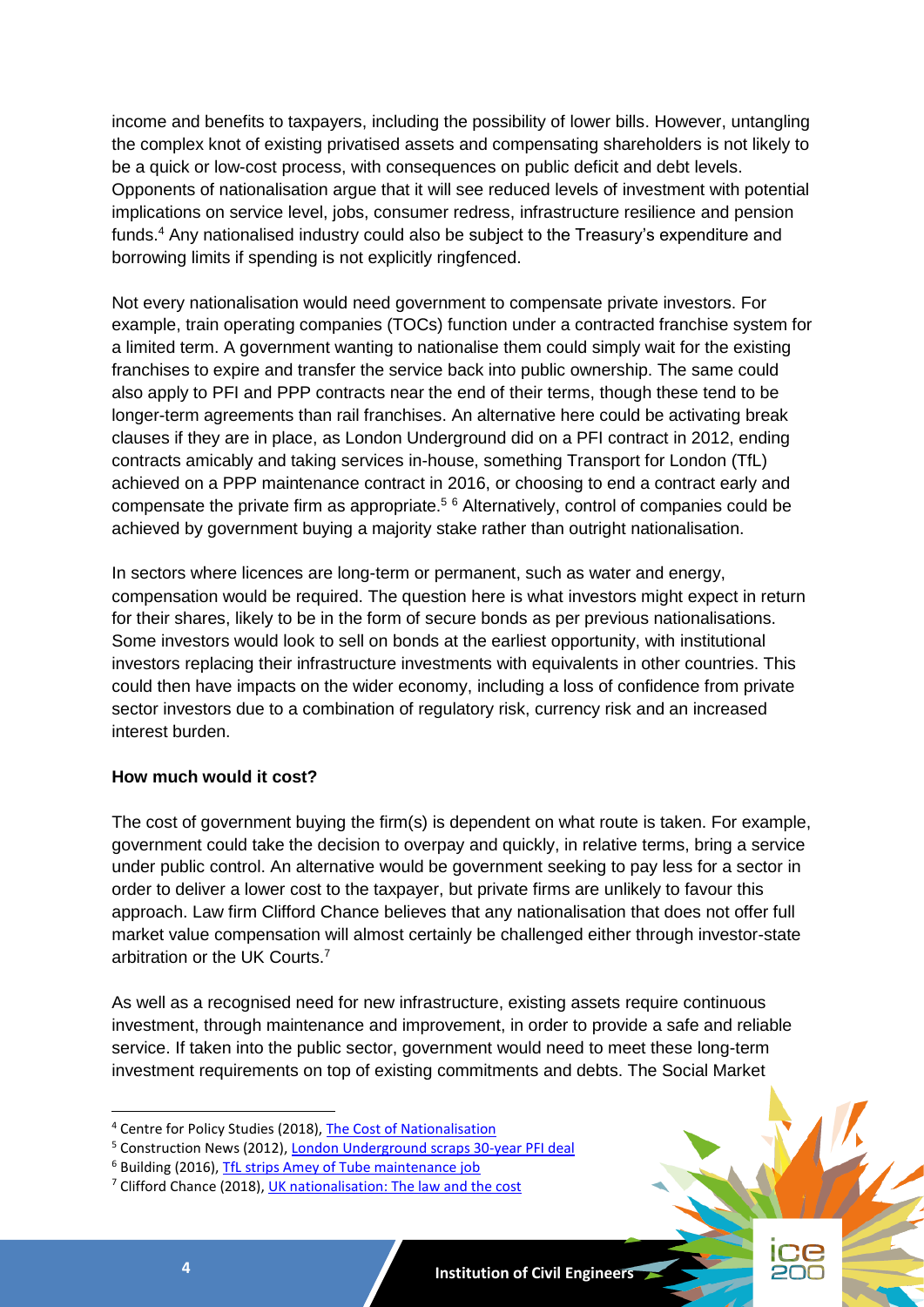income and benefits to taxpayers, including the possibility of lower bills. However, untangling the complex knot of existing privatised assets and compensating shareholders is not likely to be a quick or low-cost process, with consequences on public deficit and debt levels. Opponents of nationalisation argue that it will see reduced levels of investment with potential implications on service level, jobs, consumer redress, infrastructure resilience and pension funds.[4] Any nationalised industry could also be subject to the Treasury's expenditure and borrowing limits if spending is not explicitly ringfenced.

Not every nationalisation would need government to compensate private investors. For example, train operating companies (TOCs) function under a contracted franchise system for a limited term. A government wanting to nationalise them could simply wait for the existing franchises to expire and transfer the service back into public ownership. The same could also apply to PFI and PPP contracts near the end of their terms, though these tend to be longer-term agreements than rail franchises. An alternative here could be activating break clauses if they are in place, as London Underground did on a PFI contract in 2012, ending contracts amicably and taking services in-house, something Transport for London (TfL) achieved on a PPP maintenance contract in 2016, or choosing to end a contract early and compensate the private firm as appropriate.[5] [6] Alternatively, control of companies could be achieved by government buying a majority stake rather than outright nationalisation.

In sectors where licences are long-term or permanent, such as water and energy, compensation would be required. The question here is what investors might expect in return for their shares, likely to be in the form of secure bonds as per previous nationalisations. Some investors would look to sell on bonds at the earliest opportunity, with institutional investors replacing their infrastructure investments with equivalents in other countries. This could then have impacts on the wider economy, including a loss of confidence from private sector investors due to a combination of regulatory risk, currency risk and an increased interest burden.

**How much would it cost?**

The cost of government buying the firm(s) is dependent on what route is taken. For example, government could take the decision to overpay and quickly, in relative terms, bring a service under public control. An alternative would be government seeking to pay less for a sector in order to deliver a lower cost to the taxpayer, but private firms are unlikely to favour this approach. Law firm Clifford Chance believes that any nationalisation that does not offer full market value compensation will almost certainly be challenged either through investor-state arbitration or the UK Courts.[7]

As well as a recognised need for new infrastructure, existing assets require continuous investment, through maintenance and improvement, in order to provide a safe and reliable service. If taken into the public sector, government would need to meet these long-term investment requirements on top of existing commitments and debts. The Social Market

---

[4] Centre for Policy Studies (2018), The Cost of Nationalisation

[5] Construction News (2012), London Underground scraps 30-year PFI deal

[6] Building (2016), TfL strips Amey of Tube maintenance job

[7] Clifford Chance (2018), UK nationalisation: The law and the cost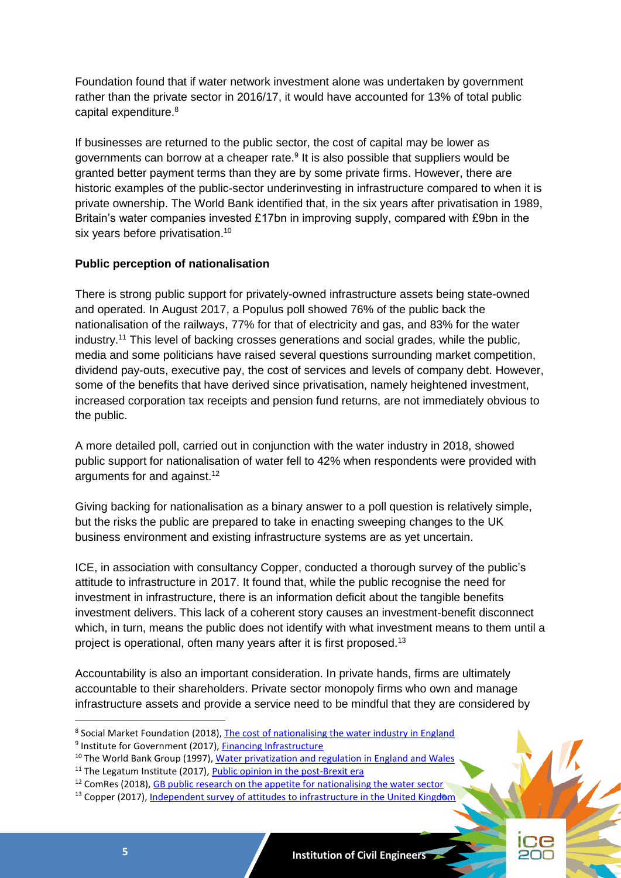Foundation found that if water network investment alone was undertaken by government rather than the private sector in 2016/17, it would have accounted for 13% of total public capital expenditure.[8]

If businesses are returned to the public sector, the cost of capital may be lower as governments can borrow at a cheaper rate.[9] It is also possible that suppliers would be granted better payment terms than they are by some private firms. However, there are historic examples of the public-sector underinvesting in infrastructure compared to when it is private ownership. The World Bank identified that, in the six years after privatisation in 1989, Britain's water companies invested £17bn in improving supply, compared with £9bn in the six years before privatisation.[10]

**Public perception of nationalisation**

There is strong public support for privately-owned infrastructure assets being state-owned and operated. In August 2017, a Populus poll showed 76% of the public back the nationalisation of the railways, 77% for that of electricity and gas, and 83% for the water industry.[11] This level of backing crosses generations and social grades, while the public, media and some politicians have raised several questions surrounding market competition, dividend pay-outs, executive pay, the cost of services and levels of company debt. However, some of the benefits that have derived since privatisation, namely heightened investment, increased corporation tax receipts and pension fund returns, are not immediately obvious to the public.

A more detailed poll, carried out in conjunction with the water industry in 2018, showed public support for nationalisation of water fell to 42% when respondents were provided with arguments for and against.[12]

Giving backing for nationalisation as a binary answer to a poll question is relatively simple, but the risks the public are prepared to take in enacting sweeping changes to the UK business environment and existing infrastructure systems are as yet uncertain.

ICE, in association with consultancy Copper, conducted a thorough survey of the public's attitude to infrastructure in 2017. It found that, while the public recognise the need for investment in infrastructure, there is an information deficit about the tangible benefits investment delivers. This lack of a coherent story causes an investment-benefit disconnect which, in turn, means the public does not identify with what investment means to them until a project is operational, often many years after it is first proposed.[13]

Accountability is also an important consideration. In private hands, firms are ultimately accountable to their shareholders. Private sector monopoly firms who own and manage infrastructure assets and provide a service need to be mindful that they are considered by

---

[8] Social Market Foundation (2018), The cost of nationalising the water industry in England

[9] Institute for Government (2017), Financing Infrastructure

[10] The World Bank Group (1997), Water privatization and regulation in England and Wales

[11] The Legatum Institute (2017), Public opinion in the post-Brexit era

[12] ComRes (2018), GB public research on the appetite for nationalising the water sector

[13] Copper (2017), Independent survey of attitudes to infrastructure in the United Kingdom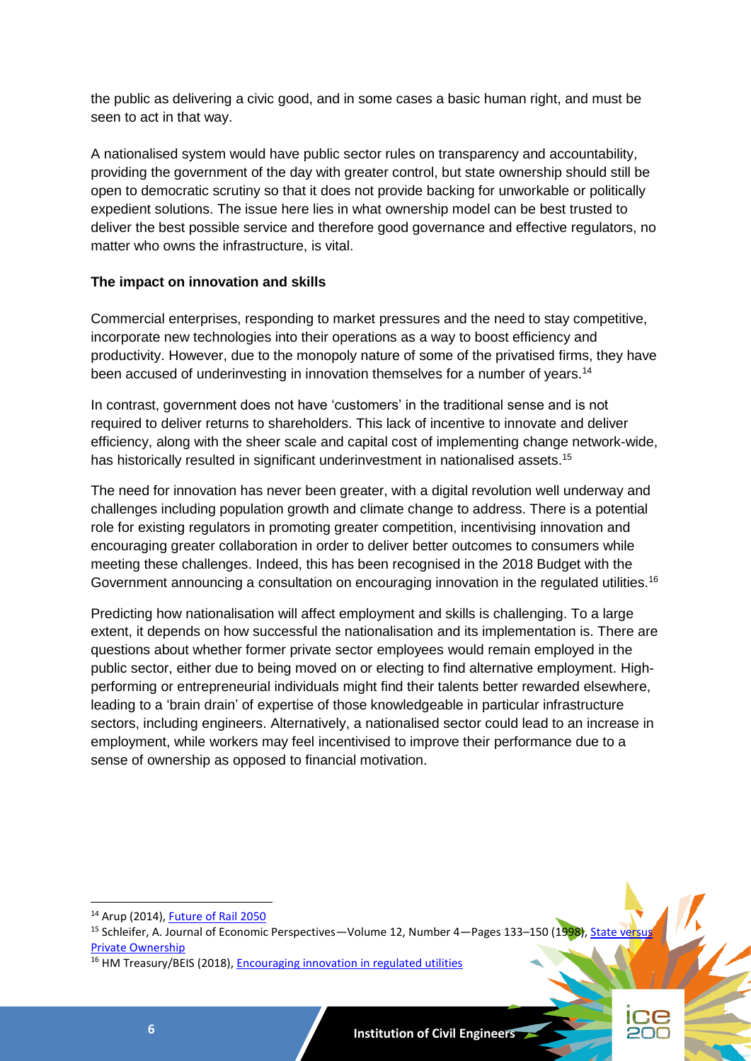the public as delivering a civic good, and in some cases a basic human right, and must be seen to act in that way.

A nationalised system would have public sector rules on transparency and accountability, providing the government of the day with greater control, but state ownership should still be open to democratic scrutiny so that it does not provide backing for unworkable or politically expedient solutions. The issue here lies in what ownership model can be best trusted to deliver the best possible service and therefore good governance and effective regulators, no matter who owns the infrastructure, is vital.

**The impact on innovation and skills**

Commercial enterprises, responding to market pressures and the need to stay competitive, incorporate new technologies into their operations as a way to boost efficiency and productivity. However, due to the monopoly nature of some of the privatised firms, they have been accused of underinvesting in innovation themselves for a number of years.[14]

In contrast, government does not have 'customers' in the traditional sense and is not required to deliver returns to shareholders. This lack of incentive to innovate and deliver efficiency, along with the sheer scale and capital cost of implementing change network-wide, has historically resulted in significant underinvestment in nationalised assets.[15]

The need for innovation has never been greater, with a digital revolution well underway and challenges including population growth and climate change to address. There is a potential role for existing regulators in promoting greater competition, incentivising innovation and encouraging greater collaboration in order to deliver better outcomes to consumers while meeting these challenges. Indeed, this has been recognised in the 2018 Budget with the Government announcing a consultation on encouraging innovation in the regulated utilities.[16]

Predicting how nationalisation will affect employment and skills is challenging. To a large extent, it depends on how successful the nationalisation and its implementation is. There are questions about whether former private sector employees would remain employed in the public sector, either due to being moved on or electing to find alternative employment. High-performing or entrepreneurial individuals might find their talents better rewarded elsewhere, leading to a 'brain drain' of expertise of those knowledgeable in particular infrastructure sectors, including engineers. Alternatively, a nationalised sector could lead to an increase in employment, while workers may feel incentivised to improve their performance due to a sense of ownership as opposed to financial motivation.

---

[14] Arup (2014), Future of Rail 2050

[15] Schleifer, A. Journal of Economic Perspectives—Volume 12, Number 4—Pages 133–150 (1998), State versus Private Ownership

[16] HM Treasury/BEIS (2018), Encouraging innovation in regulated utilities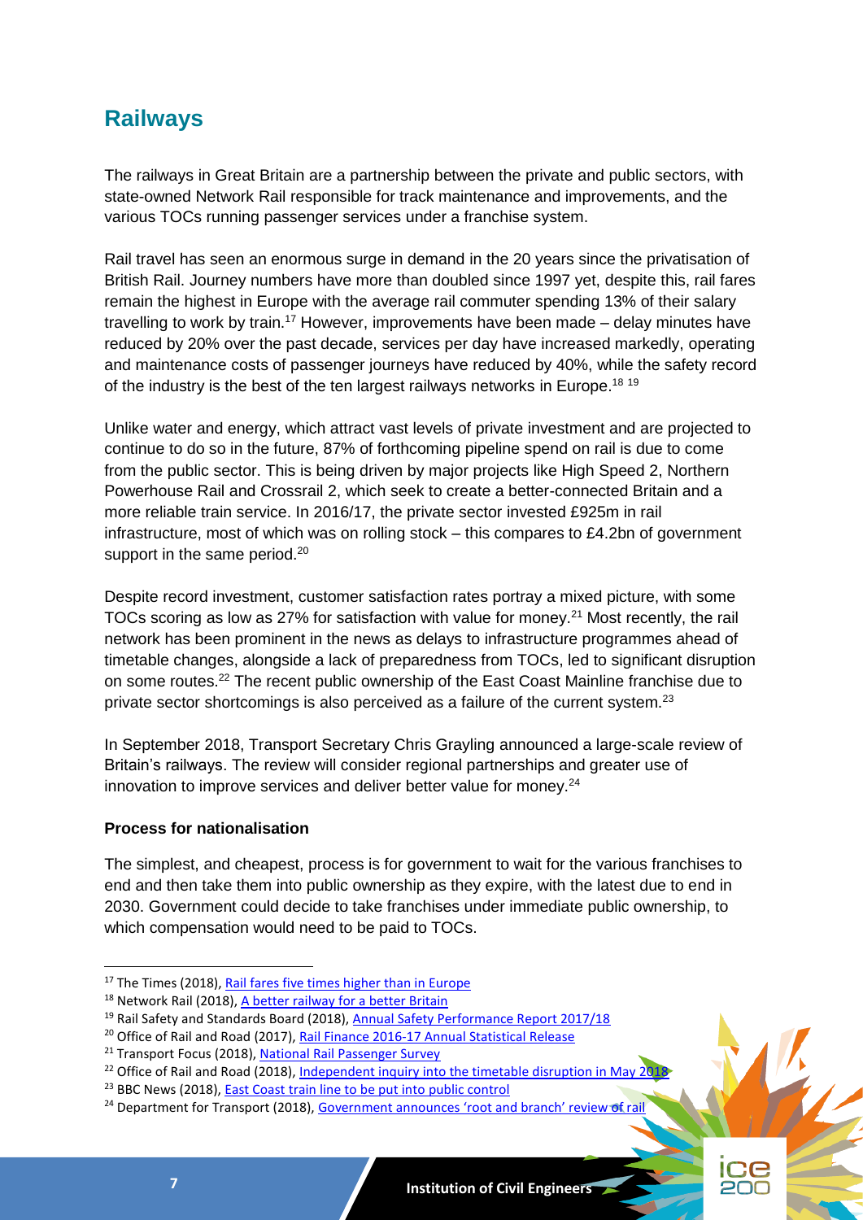## Railways

The railways in Great Britain are a partnership between the private and public sectors, with state-owned Network Rail responsible for track maintenance and improvements, and the various TOCs running passenger services under a franchise system.

Rail travel has seen an enormous surge in demand in the 20 years since the privatisation of British Rail. Journey numbers have more than doubled since 1997 yet, despite this, rail fares remain the highest in Europe with the average rail commuter spending 13% of their salary travelling to work by train.[17] However, improvements have been made – delay minutes have reduced by 20% over the past decade, services per day have increased markedly, operating and maintenance costs of passenger journeys have reduced by 40%, while the safety record of the industry is the best of the ten largest railways networks in Europe.[18 19]

Unlike water and energy, which attract vast levels of private investment and are projected to continue to do so in the future, 87% of forthcoming pipeline spend on rail is due to come from the public sector. This is being driven by major projects like High Speed 2, Northern Powerhouse Rail and Crossrail 2, which seek to create a better-connected Britain and a more reliable train service. In 2016/17, the private sector invested £925m in rail infrastructure, most of which was on rolling stock – this compares to £4.2bn of government support in the same period.[20]

Despite record investment, customer satisfaction rates portray a mixed picture, with some TOCs scoring as low as 27% for satisfaction with value for money.[21] Most recently, the rail network has been prominent in the news as delays to infrastructure programmes ahead of timetable changes, alongside a lack of preparedness from TOCs, led to significant disruption on some routes.[22] The recent public ownership of the East Coast Mainline franchise due to private sector shortcomings is also perceived as a failure of the current system.[23]

In September 2018, Transport Secretary Chris Grayling announced a large-scale review of Britain's railways. The review will consider regional partnerships and greater use of innovation to improve services and deliver better value for money.[24]

**Process for nationalisation**

The simplest, and cheapest, process is for government to wait for the various franchises to end and then take them into public ownership as they expire, with the latest due to end in 2030. Government could decide to take franchises under immediate public ownership, to which compensation would need to be paid to TOCs.

---

[17] The Times (2018), Rail fares five times higher than in Europe

[18] Network Rail (2018), A better railway for a better Britain

[19] Rail Safety and Standards Board (2018), Annual Safety Performance Report 2017/18

[20] Office of Rail and Road (2017), Rail Finance 2016-17 Annual Statistical Release

[21] Transport Focus (2018), National Rail Passenger Survey

[22] Office of Rail and Road (2018), Independent inquiry into the timetable disruption in May 2018

[23] BBC News (2018), East Coast train line to be put into public control

[24] Department for Transport (2018), Government announces 'root and branch' review of rail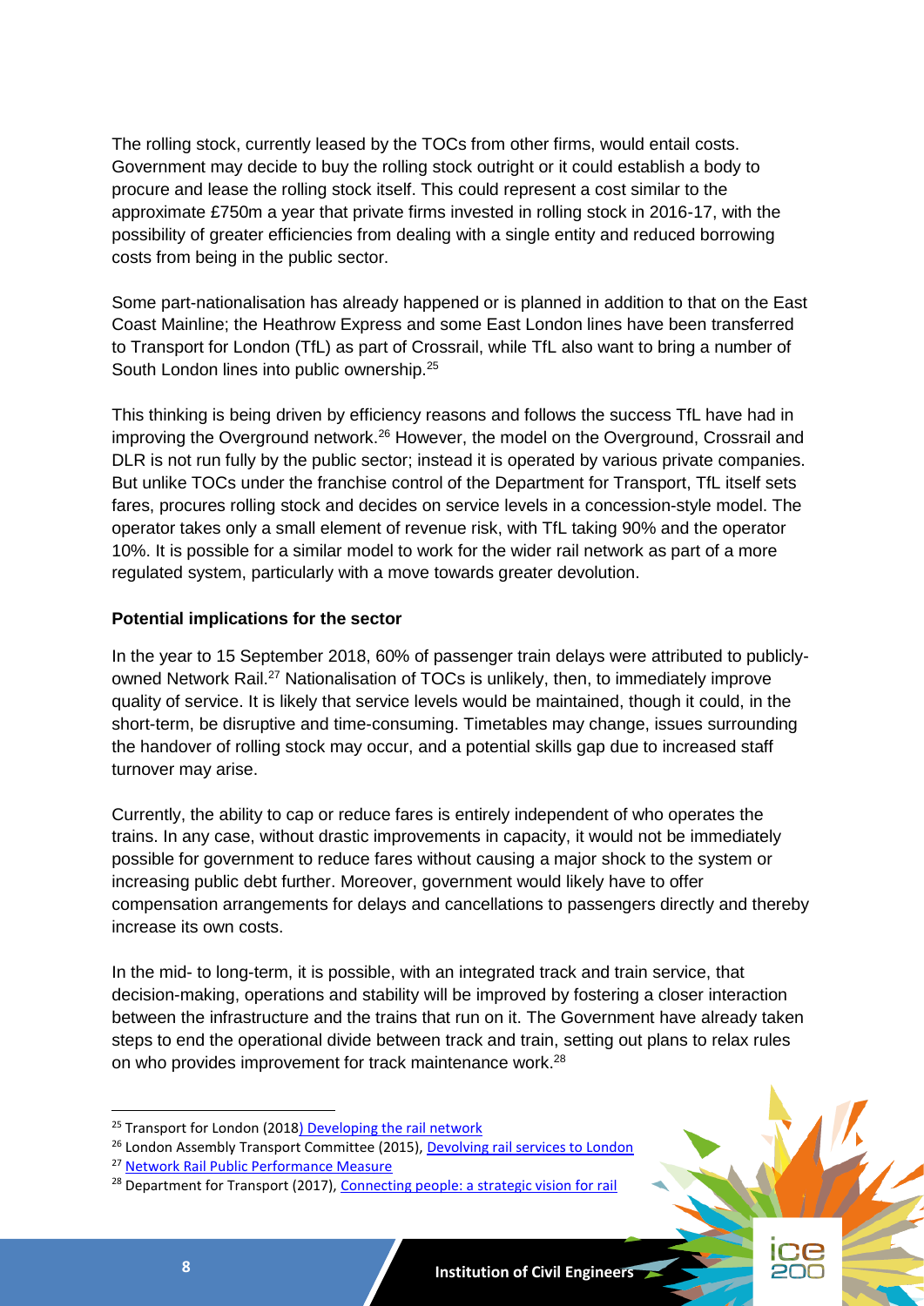The rolling stock, currently leased by the TOCs from other firms, would entail costs. Government may decide to buy the rolling stock outright or it could establish a body to procure and lease the rolling stock itself. This could represent a cost similar to the approximate £750m a year that private firms invested in rolling stock in 2016-17, with the possibility of greater efficiencies from dealing with a single entity and reduced borrowing costs from being in the public sector.

Some part-nationalisation has already happened or is planned in addition to that on the East Coast Mainline; the Heathrow Express and some East London lines have been transferred to Transport for London (TfL) as part of Crossrail, while TfL also want to bring a number of South London lines into public ownership.[25]

This thinking is being driven by efficiency reasons and follows the success TfL have had in improving the Overground network.[26] However, the model on the Overground, Crossrail and DLR is not run fully by the public sector; instead it is operated by various private companies. But unlike TOCs under the franchise control of the Department for Transport, TfL itself sets fares, procures rolling stock and decides on service levels in a concession-style model. The operator takes only a small element of revenue risk, with TfL taking 90% and the operator 10%. It is possible for a similar model to work for the wider rail network as part of a more regulated system, particularly with a move towards greater devolution.

**Potential implications for the sector**

In the year to 15 September 2018, 60% of passenger train delays were attributed to publicly-owned Network Rail.[27] Nationalisation of TOCs is unlikely, then, to immediately improve quality of service. It is likely that service levels would be maintained, though it could, in the short-term, be disruptive and time-consuming. Timetables may change, issues surrounding the handover of rolling stock may occur, and a potential skills gap due to increased staff turnover may arise.

Currently, the ability to cap or reduce fares is entirely independent of who operates the trains. In any case, without drastic improvements in capacity, it would not be immediately possible for government to reduce fares without causing a major shock to the system or increasing public debt further. Moreover, government would likely have to offer compensation arrangements for delays and cancellations to passengers directly and thereby increase its own costs.

In the mid- to long-term, it is possible, with an integrated track and train service, that decision-making, operations and stability will be improved by fostering a closer interaction between the infrastructure and the trains that run on it. The Government have already taken steps to end the operational divide between track and train, setting out plans to relax rules on who provides improvement for track maintenance work.[28]

---

[25] Transport for London (2018) Developing the rail network

[26] London Assembly Transport Committee (2015), Devolving rail services to London

[27] Network Rail Public Performance Measure

[28] Department for Transport (2017), Connecting people: a strategic vision for rail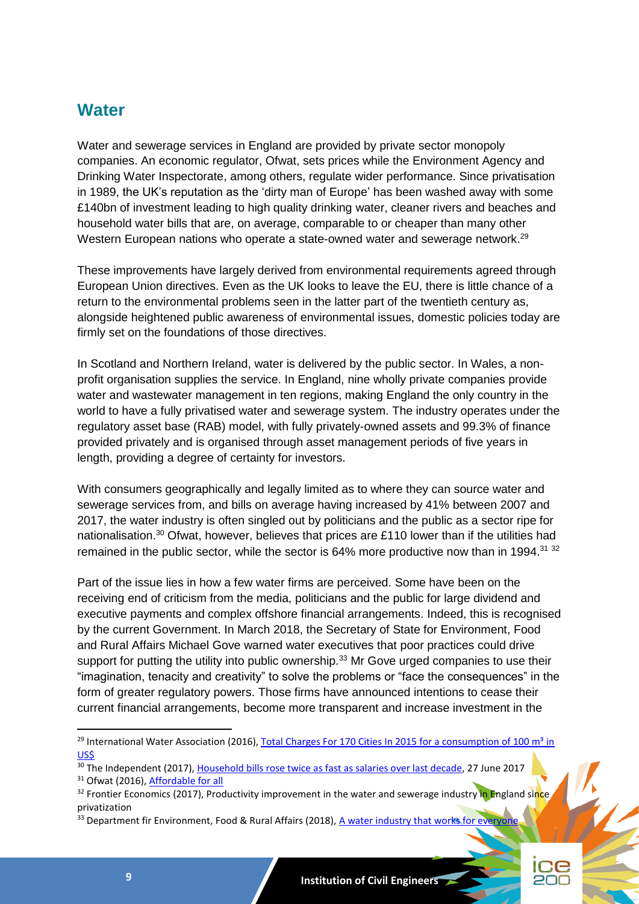## Water

Water and sewerage services in England are provided by private sector monopoly companies. An economic regulator, Ofwat, sets prices while the Environment Agency and Drinking Water Inspectorate, among others, regulate wider performance. Since privatisation in 1989, the UK's reputation as the 'dirty man of Europe' has been washed away with some £140bn of investment leading to high quality drinking water, cleaner rivers and beaches and household water bills that are, on average, comparable to or cheaper than many other Western European nations who operate a state-owned water and sewerage network.[29]

These improvements have largely derived from environmental requirements agreed through European Union directives. Even as the UK looks to leave the EU, there is little chance of a return to the environmental problems seen in the latter part of the twentieth century as, alongside heightened public awareness of environmental issues, domestic policies today are firmly set on the foundations of those directives.

In Scotland and Northern Ireland, water is delivered by the public sector. In Wales, a non-profit organisation supplies the service. In England, nine wholly private companies provide water and wastewater management in ten regions, making England the only country in the world to have a fully privatised water and sewerage system. The industry operates under the regulatory asset base (RAB) model, with fully privately-owned assets and 99.3% of finance provided privately and is organised through asset management periods of five years in length, providing a degree of certainty for investors.

With consumers geographically and legally limited as to where they can source water and sewerage services from, and bills on average having increased by 41% between 2007 and 2017, the water industry is often singled out by politicians and the public as a sector ripe for nationalisation.[30] Ofwat, however, believes that prices are £110 lower than if the utilities had remained in the public sector, while the sector is 64% more productive now than in 1994.[31] [32]

Part of the issue lies in how a few water firms are perceived. Some have been on the receiving end of criticism from the media, politicians and the public for large dividend and executive payments and complex offshore financial arrangements. Indeed, this is recognised by the current Government. In March 2018, the Secretary of State for Environment, Food and Rural Affairs Michael Gove warned water executives that poor practices could drive support for putting the utility into public ownership.[33] Mr Gove urged companies to use their "imagination, tenacity and creativity" to solve the problems or "face the consequences" in the form of greater regulatory powers. Those firms have announced intentions to cease their current financial arrangements, become more transparent and increase investment in the

---

[29] International Water Association (2016), Total Charges For 170 Cities In 2015 for a consumption of 100 m³ in US$

[30] The Independent (2017), Household bills rose twice as fast as salaries over last decade, 27 June 2017

[31] Ofwat (2016), Affordable for all

[32] Frontier Economics (2017), Productivity improvement in the water and sewerage industry in England since privatization

[33] Department fir Environment, Food & Rural Affairs (2018), A water industry that works for everyone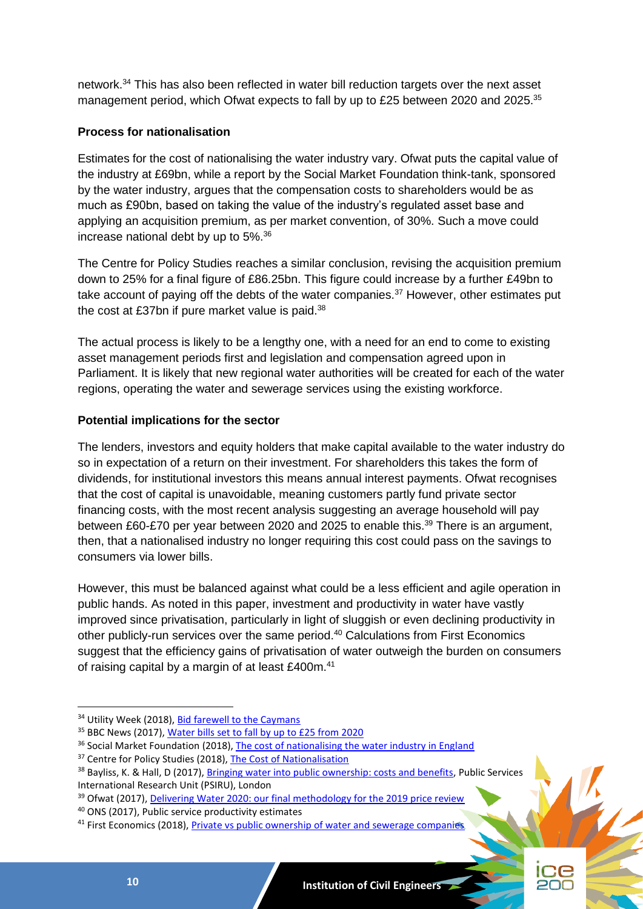network.[34] This has also been reflected in water bill reduction targets over the next asset management period, which Ofwat expects to fall by up to £25 between 2020 and 2025.[35]

**Process for nationalisation**

Estimates for the cost of nationalising the water industry vary. Ofwat puts the capital value of the industry at £69bn, while a report by the Social Market Foundation think-tank, sponsored by the water industry, argues that the compensation costs to shareholders would be as much as £90bn, based on taking the value of the industry's regulated asset base and applying an acquisition premium, as per market convention, of 30%. Such a move could increase national debt by up to 5%.[36]

The Centre for Policy Studies reaches a similar conclusion, revising the acquisition premium down to 25% for a final figure of £86.25bn. This figure could increase by a further £49bn to take account of paying off the debts of the water companies.[37] However, other estimates put the cost at £37bn if pure market value is paid.[38]

The actual process is likely to be a lengthy one, with a need for an end to come to existing asset management periods first and legislation and compensation agreed upon in Parliament. It is likely that new regional water authorities will be created for each of the water regions, operating the water and sewerage services using the existing workforce.

**Potential implications for the sector**

The lenders, investors and equity holders that make capital available to the water industry do so in expectation of a return on their investment. For shareholders this takes the form of dividends, for institutional investors this means annual interest payments. Ofwat recognises that the cost of capital is unavoidable, meaning customers partly fund private sector financing costs, with the most recent analysis suggesting an average household will pay between £60-£70 per year between 2020 and 2025 to enable this.[39] There is an argument, then, that a nationalised industry no longer requiring this cost could pass on the savings to consumers via lower bills.

However, this must be balanced against what could be a less efficient and agile operation in public hands. As noted in this paper, investment and productivity in water have vastly improved since privatisation, particularly in light of sluggish or even declining productivity in other publicly-run services over the same period.[40] Calculations from First Economics suggest that the efficiency gains of privatisation of water outweigh the burden on consumers of raising capital by a margin of at least £400m.[41]

---

[34] Utility Week (2018), Bid farewell to the Caymans

[35] BBC News (2017), Water bills set to fall by up to £25 from 2020

[36] Social Market Foundation (2018), The cost of nationalising the water industry in England

[37] Centre for Policy Studies (2018), The Cost of Nationalisation

[38] Bayliss, K. & Hall, D (2017), Bringing water into public ownership: costs and benefits, Public Services International Research Unit (PSIRU), London

[39] Ofwat (2017), Delivering Water 2020: our final methodology for the 2019 price review

[40] ONS (2017), Public service productivity estimates

[41] First Economics (2018), Private vs public ownership of water and sewerage companies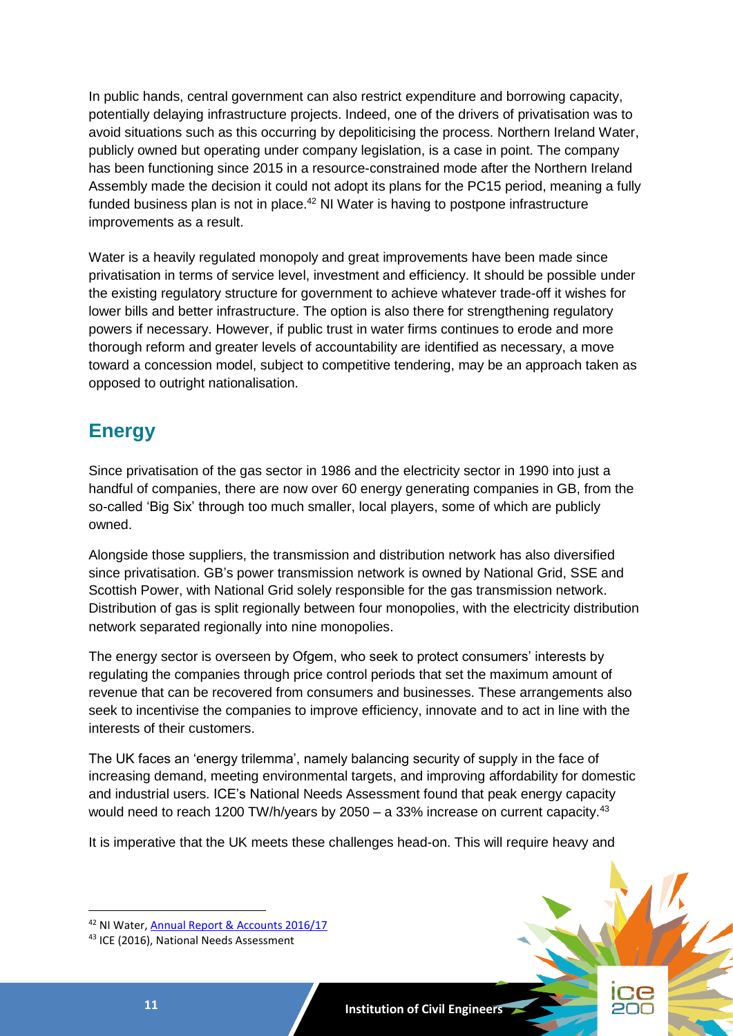In public hands, central government can also restrict expenditure and borrowing capacity, potentially delaying infrastructure projects. Indeed, one of the drivers of privatisation was to avoid situations such as this occurring by depoliticising the process. Northern Ireland Water, publicly owned but operating under company legislation, is a case in point. The company has been functioning since 2015 in a resource-constrained mode after the Northern Ireland Assembly made the decision it could not adopt its plans for the PC15 period, meaning a fully funded business plan is not in place.[42] NI Water is having to postpone infrastructure improvements as a result.

Water is a heavily regulated monopoly and great improvements have been made since privatisation in terms of service level, investment and efficiency. It should be possible under the existing regulatory structure for government to achieve whatever trade-off it wishes for lower bills and better infrastructure. The option is also there for strengthening regulatory powers if necessary. However, if public trust in water firms continues to erode and more thorough reform and greater levels of accountability are identified as necessary, a move toward a concession model, subject to competitive tendering, may be an approach taken as opposed to outright nationalisation.

## Energy

Since privatisation of the gas sector in 1986 and the electricity sector in 1990 into just a handful of companies, there are now over 60 energy generating companies in GB, from the so-called 'Big Six' through too much smaller, local players, some of which are publicly owned.

Alongside those suppliers, the transmission and distribution network has also diversified since privatisation. GB's power transmission network is owned by National Grid, SSE and Scottish Power, with National Grid solely responsible for the gas transmission network. Distribution of gas is split regionally between four monopolies, with the electricity distribution network separated regionally into nine monopolies.

The energy sector is overseen by Ofgem, who seek to protect consumers' interests by regulating the companies through price control periods that set the maximum amount of revenue that can be recovered from consumers and businesses. These arrangements also seek to incentivise the companies to improve efficiency, innovate and to act in line with the interests of their customers.

The UK faces an 'energy trilemma', namely balancing security of supply in the face of increasing demand, meeting environmental targets, and improving affordability for domestic and industrial users. ICE's National Needs Assessment found that peak energy capacity would need to reach 1200 TW/h/years by 2050 – a 33% increase on current capacity.[43]

It is imperative that the UK meets these challenges head-on. This will require heavy and

---

[42] NI Water, Annual Report & Accounts 2016/17

[43] ICE (2016), National Needs Assessment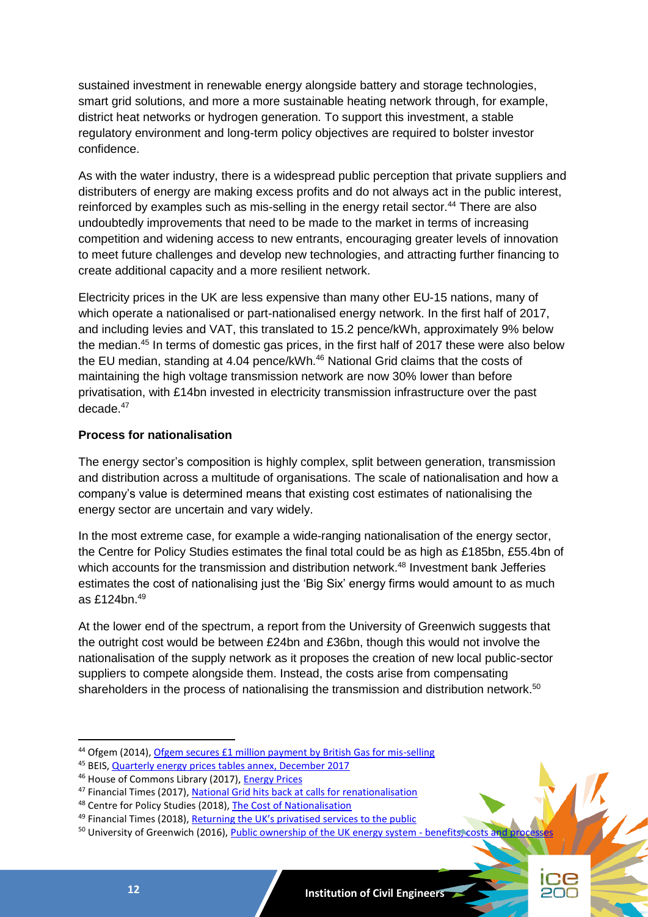sustained investment in renewable energy alongside battery and storage technologies, smart grid solutions, and more a more sustainable heating network through, for example, district heat networks or hydrogen generation. To support this investment, a stable regulatory environment and long-term policy objectives are required to bolster investor confidence.

As with the water industry, there is a widespread public perception that private suppliers and distributers of energy are making excess profits and do not always act in the public interest, reinforced by examples such as mis-selling in the energy retail sector.[44] There are also undoubtedly improvements that need to be made to the market in terms of increasing competition and widening access to new entrants, encouraging greater levels of innovation to meet future challenges and develop new technologies, and attracting further financing to create additional capacity and a more resilient network.

Electricity prices in the UK are less expensive than many other EU-15 nations, many of which operate a nationalised or part-nationalised energy network. In the first half of 2017, and including levies and VAT, this translated to 15.2 pence/kWh, approximately 9% below the median.[45] In terms of domestic gas prices, in the first half of 2017 these were also below the EU median, standing at 4.04 pence/kWh.[46] National Grid claims that the costs of maintaining the high voltage transmission network are now 30% lower than before privatisation, with £14bn invested in electricity transmission infrastructure over the past decade.[47]

**Process for nationalisation**

The energy sector's composition is highly complex, split between generation, transmission and distribution across a multitude of organisations. The scale of nationalisation and how a company's value is determined means that existing cost estimates of nationalising the energy sector are uncertain and vary widely.

In the most extreme case, for example a wide-ranging nationalisation of the energy sector, the Centre for Policy Studies estimates the final total could be as high as £185bn, £55.4bn of which accounts for the transmission and distribution network.[48] Investment bank Jefferies estimates the cost of nationalising just the 'Big Six' energy firms would amount to as much as £124bn.[49]

At the lower end of the spectrum, a report from the University of Greenwich suggests that the outright cost would be between £24bn and £36bn, though this would not involve the nationalisation of the supply network as it proposes the creation of new local public-sector suppliers to compete alongside them. Instead, the costs arise from compensating shareholders in the process of nationalising the transmission and distribution network.[50]

---

[44] Ofgem (2014), Ofgem secures £1 million payment by British Gas for mis-selling

[45] BEIS, Quarterly energy prices tables annex, December 2017

[46] House of Commons Library (2017), Energy Prices

[47] Financial Times (2017), National Grid hits back at calls for renationalisation

[48] Centre for Policy Studies (2018), The Cost of Nationalisation

[49] Financial Times (2018), Returning the UK's privatised services to the public

[50] University of Greenwich (2016), Public ownership of the UK energy system - benefits, costs and processes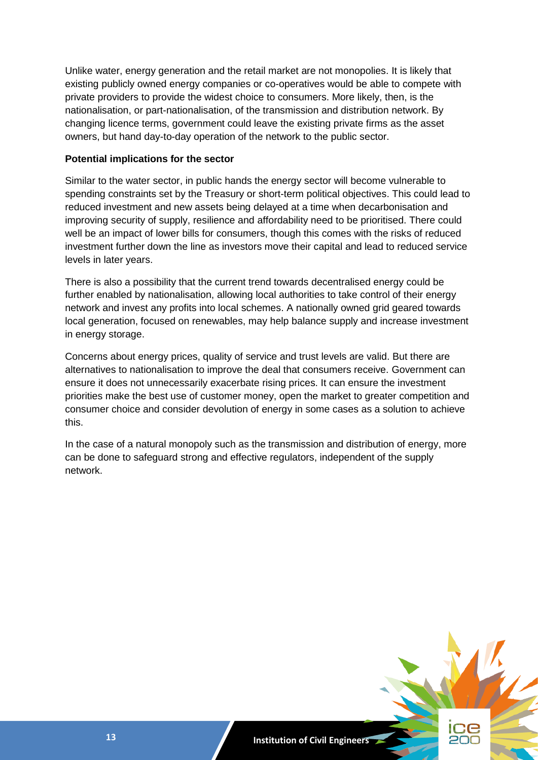Unlike water, energy generation and the retail market are not monopolies. It is likely that existing publicly owned energy companies or co-operatives would be able to compete with private providers to provide the widest choice to consumers. More likely, then, is the nationalisation, or part-nationalisation, of the transmission and distribution network. By changing licence terms, government could leave the existing private firms as the asset owners, but hand day-to-day operation of the network to the public sector.

**Potential implications for the sector**

Similar to the water sector, in public hands the energy sector will become vulnerable to spending constraints set by the Treasury or short-term political objectives. This could lead to reduced investment and new assets being delayed at a time when decarbonisation and improving security of supply, resilience and affordability need to be prioritised. There could well be an impact of lower bills for consumers, though this comes with the risks of reduced investment further down the line as investors move their capital and lead to reduced service levels in later years.

There is also a possibility that the current trend towards decentralised energy could be further enabled by nationalisation, allowing local authorities to take control of their energy network and invest any profits into local schemes. A nationally owned grid geared towards local generation, focused on renewables, may help balance supply and increase investment in energy storage.

Concerns about energy prices, quality of service and trust levels are valid. But there are alternatives to nationalisation to improve the deal that consumers receive. Government can ensure it does not unnecessarily exacerbate rising prices. It can ensure the investment priorities make the best use of customer money, open the market to greater competition and consumer choice and consider devolution of energy in some cases as a solution to achieve this.

In the case of a natural monopoly such as the transmission and distribution of energy, more can be done to safeguard strong and effective regulators, independent of the supply network.